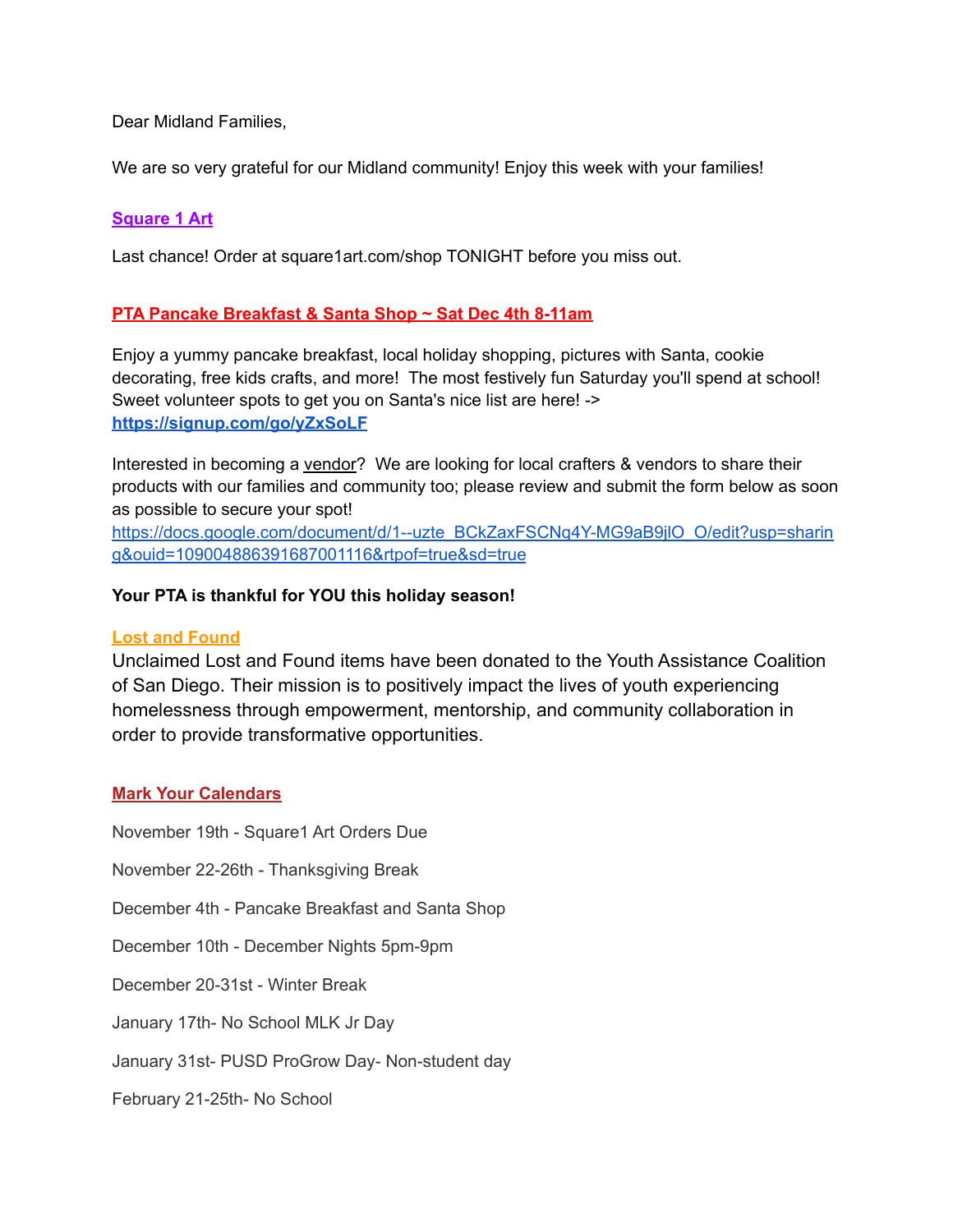Dear Midland Families,

We are so very grateful for our Midland community! Enjoy this week with your families!

## Square 1 Art

Last chance! Order at square1art.com/shop TONIGHT before you miss out.

## PTA Pancake Breakfast & Santa Shop ~ Sat Dec 4th 8-11am

Enjoy a yummy pancake breakfast, local holiday shopping, pictures with Santa, cookie decorating, free kids crafts, and more! The most festively fun Saturday you'll spend at school! Sweet volunteer spots to get you on Santa's nice list are here! -> **https://signup.com/go/yZxSoLF**

Interested in becoming a vendor? We are looking for local crafters & vendors to share their products with our families and community too; please review and submit the form below as soon as possible to secure your spot!
https://docs.google.com/document/d/1--uzte_BCkZaxFSCNq4Y-MG9aB9jlO_O/edit?usp=sharing&ouid=109004886391687001116&rtpof=true&sd=true

**Your PTA is thankful for YOU this holiday season!**

## Lost and Found

Unclaimed Lost and Found items have been donated to the Youth Assistance Coalition of San Diego. Their mission is to positively impact the lives of youth experiencing homelessness through empowerment, mentorship, and community collaboration in order to provide transformative opportunities.

## Mark Your Calendars

November 19th - Square1 Art Orders Due

November 22-26th - Thanksgiving Break

December 4th - Pancake Breakfast and Santa Shop

December 10th - December Nights 5pm-9pm

December 20-31st - Winter Break

January 17th- No School MLK Jr Day

January 31st- PUSD ProGrow Day- Non-student day

February 21-25th- No School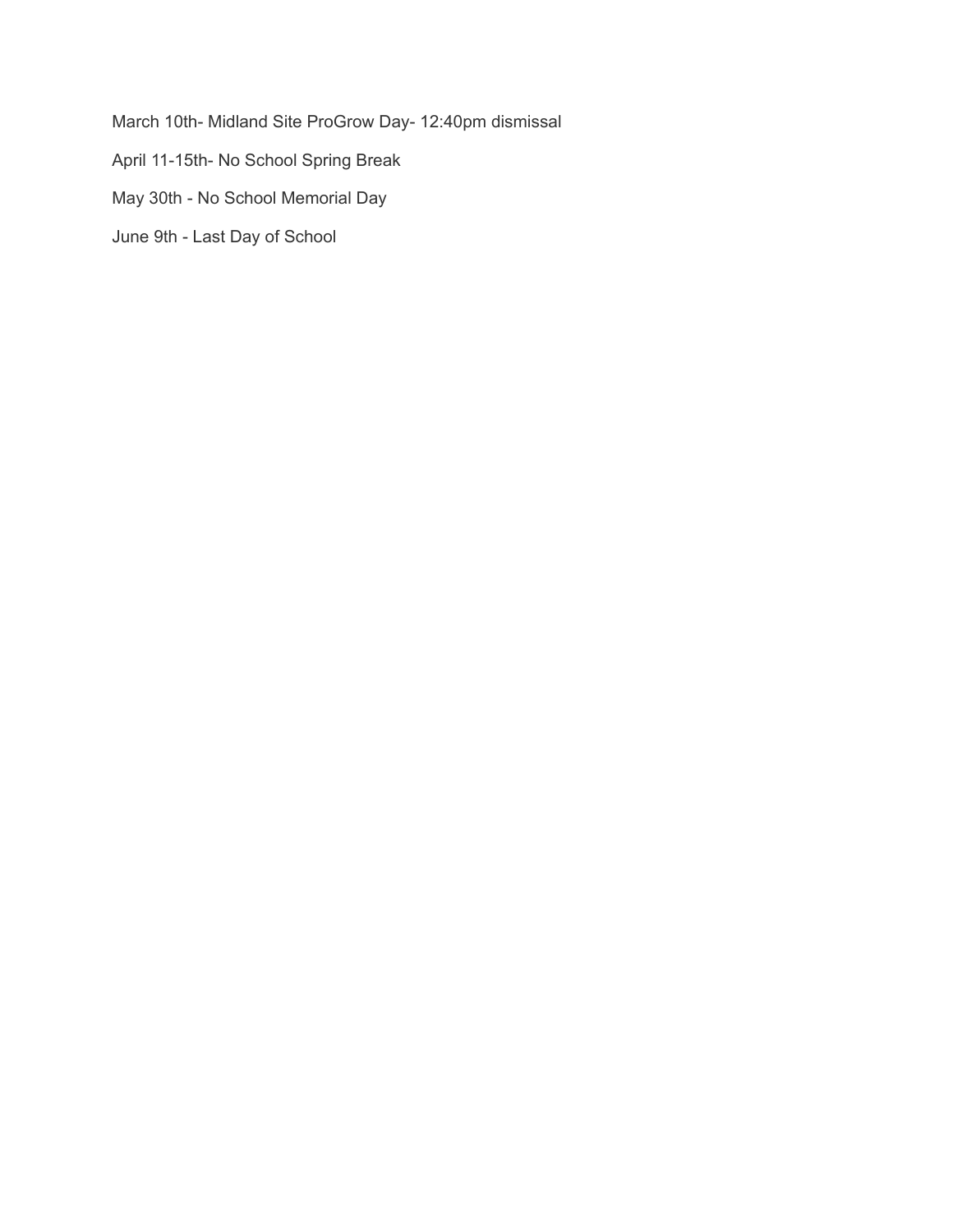March 10th- Midland Site ProGrow Day- 12:40pm dismissal

April 11-15th- No School Spring Break

May 30th - No School Memorial Day

June 9th - Last Day of School